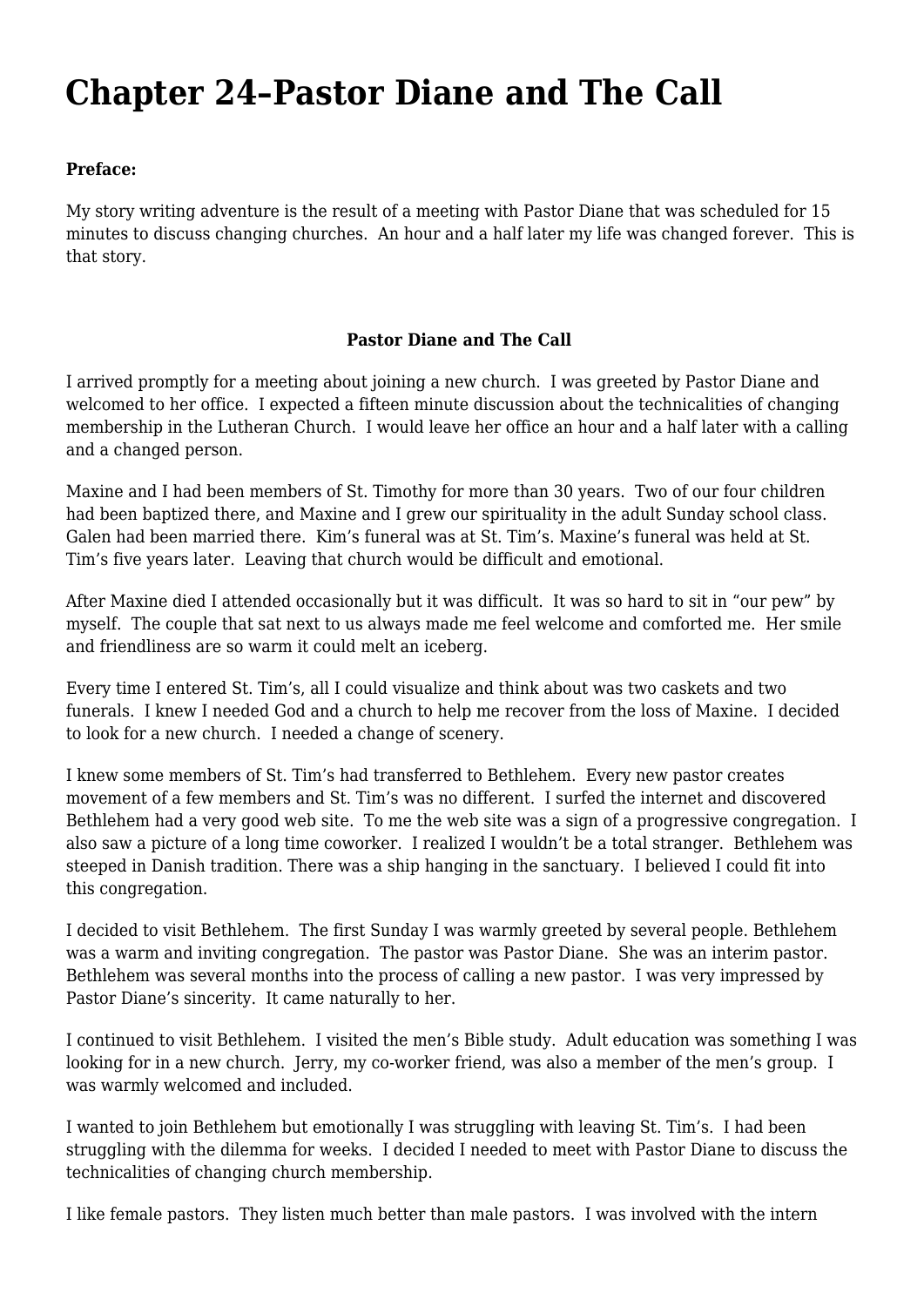# Chapter 24–Pastor Diane and The Call

**Preface:**

My story writing adventure is the result of a meeting with Pastor Diane that was scheduled for 15 minutes to discuss changing churches. An hour and a half later my life was changed forever. This is that story.

**Pastor Diane and The Call**

I arrived promptly for a meeting about joining a new church. I was greeted by Pastor Diane and welcomed to her office. I expected a fifteen minute discussion about the technicalities of changing membership in the Lutheran Church. I would leave her office an hour and a half later with a calling and a changed person.

Maxine and I had been members of St. Timothy for more than 30 years. Two of our four children had been baptized there, and Maxine and I grew our spirituality in the adult Sunday school class. Galen had been married there. Kim's funeral was at St. Tim's. Maxine's funeral was held at St. Tim's five years later. Leaving that church would be difficult and emotional.

After Maxine died I attended occasionally but it was difficult. It was so hard to sit in "our pew" by myself. The couple that sat next to us always made me feel welcome and comforted me. Her smile and friendliness are so warm it could melt an iceberg.

Every time I entered St. Tim's, all I could visualize and think about was two caskets and two funerals. I knew I needed God and a church to help me recover from the loss of Maxine. I decided to look for a new church. I needed a change of scenery.

I knew some members of St. Tim's had transferred to Bethlehem. Every new pastor creates movement of a few members and St. Tim's was no different. I surfed the internet and discovered Bethlehem had a very good web site. To me the web site was a sign of a progressive congregation. I also saw a picture of a long time coworker. I realized I wouldn't be a total stranger. Bethlehem was steeped in Danish tradition. There was a ship hanging in the sanctuary. I believed I could fit into this congregation.

I decided to visit Bethlehem. The first Sunday I was warmly greeted by several people. Bethlehem was a warm and inviting congregation. The pastor was Pastor Diane. She was an interim pastor. Bethlehem was several months into the process of calling a new pastor. I was very impressed by Pastor Diane's sincerity. It came naturally to her.

I continued to visit Bethlehem. I visited the men's Bible study. Adult education was something I was looking for in a new church. Jerry, my co-worker friend, was also a member of the men's group. I was warmly welcomed and included.

I wanted to join Bethlehem but emotionally I was struggling with leaving St. Tim's. I had been struggling with the dilemma for weeks. I decided I needed to meet with Pastor Diane to discuss the technicalities of changing church membership.

I like female pastors. They listen much better than male pastors. I was involved with the intern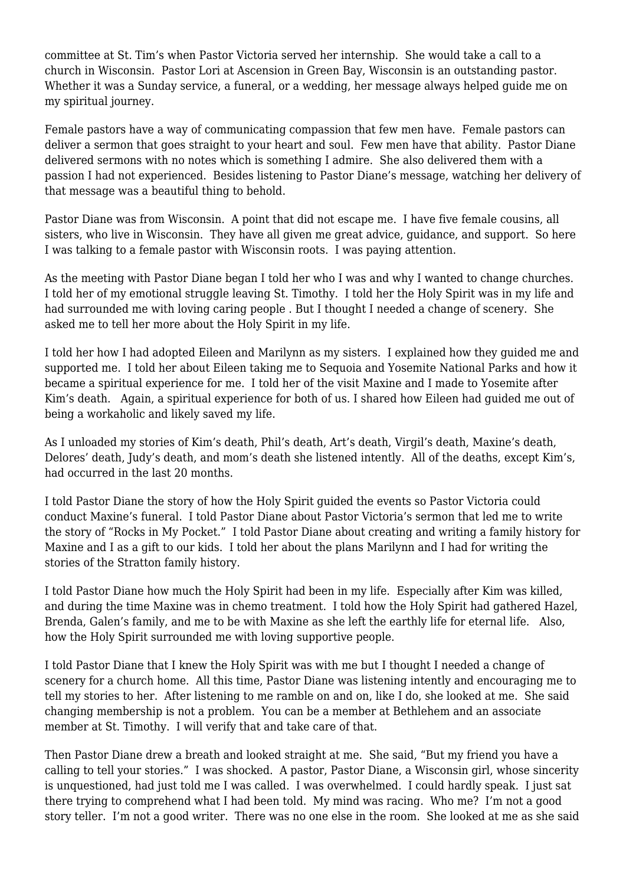committee at St. Tim's when Pastor Victoria served her internship. She would take a call to a church in Wisconsin. Pastor Lori at Ascension in Green Bay, Wisconsin is an outstanding pastor. Whether it was a Sunday service, a funeral, or a wedding, her message always helped guide me on my spiritual journey.

Female pastors have a way of communicating compassion that few men have. Female pastors can deliver a sermon that goes straight to your heart and soul. Few men have that ability. Pastor Diane delivered sermons with no notes which is something I admire. She also delivered them with a passion I had not experienced. Besides listening to Pastor Diane's message, watching her delivery of that message was a beautiful thing to behold.

Pastor Diane was from Wisconsin. A point that did not escape me. I have five female cousins, all sisters, who live in Wisconsin. They have all given me great advice, guidance, and support. So here I was talking to a female pastor with Wisconsin roots. I was paying attention.

As the meeting with Pastor Diane began I told her who I was and why I wanted to change churches. I told her of my emotional struggle leaving St. Timothy. I told her the Holy Spirit was in my life and had surrounded me with loving caring people . But I thought I needed a change of scenery. She asked me to tell her more about the Holy Spirit in my life.

I told her how I had adopted Eileen and Marilynn as my sisters. I explained how they guided me and supported me. I told her about Eileen taking me to Sequoia and Yosemite National Parks and how it became a spiritual experience for me. I told her of the visit Maxine and I made to Yosemite after Kim's death. Again, a spiritual experience for both of us. I shared how Eileen had guided me out of being a workaholic and likely saved my life.

As I unloaded my stories of Kim's death, Phil's death, Art's death, Virgil's death, Maxine's death, Delores' death, Judy's death, and mom's death she listened intently. All of the deaths, except Kim's, had occurred in the last 20 months.

I told Pastor Diane the story of how the Holy Spirit guided the events so Pastor Victoria could conduct Maxine's funeral. I told Pastor Diane about Pastor Victoria's sermon that led me to write the story of "Rocks in My Pocket." I told Pastor Diane about creating and writing a family history for Maxine and I as a gift to our kids. I told her about the plans Marilynn and I had for writing the stories of the Stratton family history.

I told Pastor Diane how much the Holy Spirit had been in my life. Especially after Kim was killed, and during the time Maxine was in chemo treatment. I told how the Holy Spirit had gathered Hazel, Brenda, Galen's family, and me to be with Maxine as she left the earthly life for eternal life. Also, how the Holy Spirit surrounded me with loving supportive people.

I told Pastor Diane that I knew the Holy Spirit was with me but I thought I needed a change of scenery for a church home. All this time, Pastor Diane was listening intently and encouraging me to tell my stories to her. After listening to me ramble on and on, like I do, she looked at me. She said changing membership is not a problem. You can be a member at Bethlehem and an associate member at St. Timothy. I will verify that and take care of that.

Then Pastor Diane drew a breath and looked straight at me. She said, "But my friend you have a calling to tell your stories." I was shocked. A pastor, Pastor Diane, a Wisconsin girl, whose sincerity is unquestioned, had just told me I was called. I was overwhelmed. I could hardly speak. I just sat there trying to comprehend what I had been told. My mind was racing. Who me? I'm not a good story teller. I'm not a good writer. There was no one else in the room. She looked at me as she said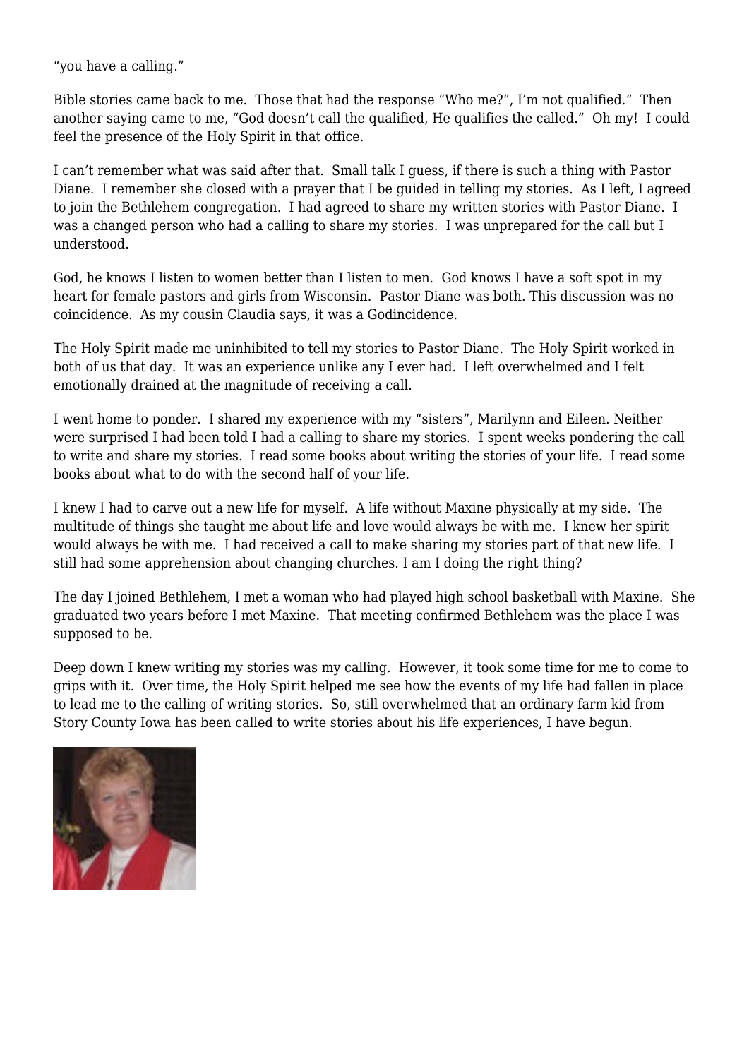"you have a calling."

Bible stories came back to me. Those that had the response "Who me?", I'm not qualified." Then another saying came to me, "God doesn't call the qualified, He qualifies the called." Oh my! I could feel the presence of the Holy Spirit in that office.

I can't remember what was said after that. Small talk I guess, if there is such a thing with Pastor Diane. I remember she closed with a prayer that I be guided in telling my stories. As I left, I agreed to join the Bethlehem congregation. I had agreed to share my written stories with Pastor Diane. I was a changed person who had a calling to share my stories. I was unprepared for the call but I understood.

God, he knows I listen to women better than I listen to men. God knows I have a soft spot in my heart for female pastors and girls from Wisconsin. Pastor Diane was both. This discussion was no coincidence. As my cousin Claudia says, it was a Godincidence.

The Holy Spirit made me uninhibited to tell my stories to Pastor Diane. The Holy Spirit worked in both of us that day. It was an experience unlike any I ever had. I left overwhelmed and I felt emotionally drained at the magnitude of receiving a call.

I went home to ponder. I shared my experience with my "sisters", Marilynn and Eileen. Neither were surprised I had been told I had a calling to share my stories. I spent weeks pondering the call to write and share my stories. I read some books about writing the stories of your life. I read some books about what to do with the second half of your life.

I knew I had to carve out a new life for myself. A life without Maxine physically at my side. The multitude of things she taught me about life and love would always be with me. I knew her spirit would always be with me. I had received a call to make sharing my stories part of that new life. I still had some apprehension about changing churches. I am I doing the right thing?

The day I joined Bethlehem, I met a woman who had played high school basketball with Maxine. She graduated two years before I met Maxine. That meeting confirmed Bethlehem was the place I was supposed to be.

Deep down I knew writing my stories was my calling. However, it took some time for me to come to grips with it. Over time, the Holy Spirit helped me see how the events of my life had fallen in place to lead me to the calling of writing stories. So, still overwhelmed that an ordinary farm kid from Story County Iowa has been called to write stories about his life experiences, I have begun.